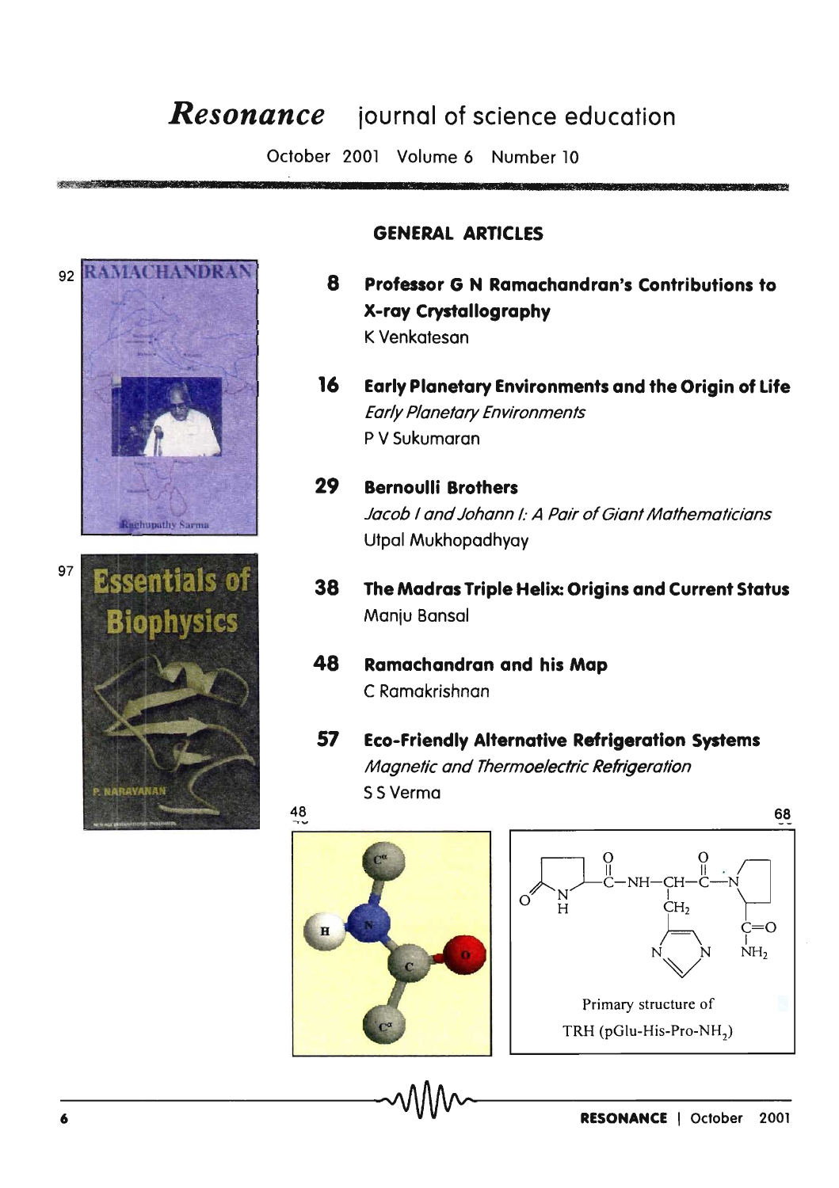# *Resonance* journal of science education

October 2001 Volume 6 Number 10

## GENERAL ARTICLES

**8 Professor G N Ramachandran's Contributions to X-ray Crystallography**
K Venkatesan

**16 Early Planetary Environments and the Origin of Life**
*Early Planetary Environments*
P V Sukumaran

**29 Bernoulli Brothers**
*Jacob I and Johann I: A Pair of Giant Mathematicians*
Utpal Mukhopadhyay

**38 The Madras Triple Helix: Origins and Current Status**
Manju Bansal

**48 Ramachandran and his Map**
C Ramakrishnan

**57 Eco-Friendly Alternative Refrigeration Systems**
*Magnetic and Thermoelectric Refrigeration*
S S Verma

92

97

48

68

Primary structure of TRH (pGlu-His-Pro-$NH_2$)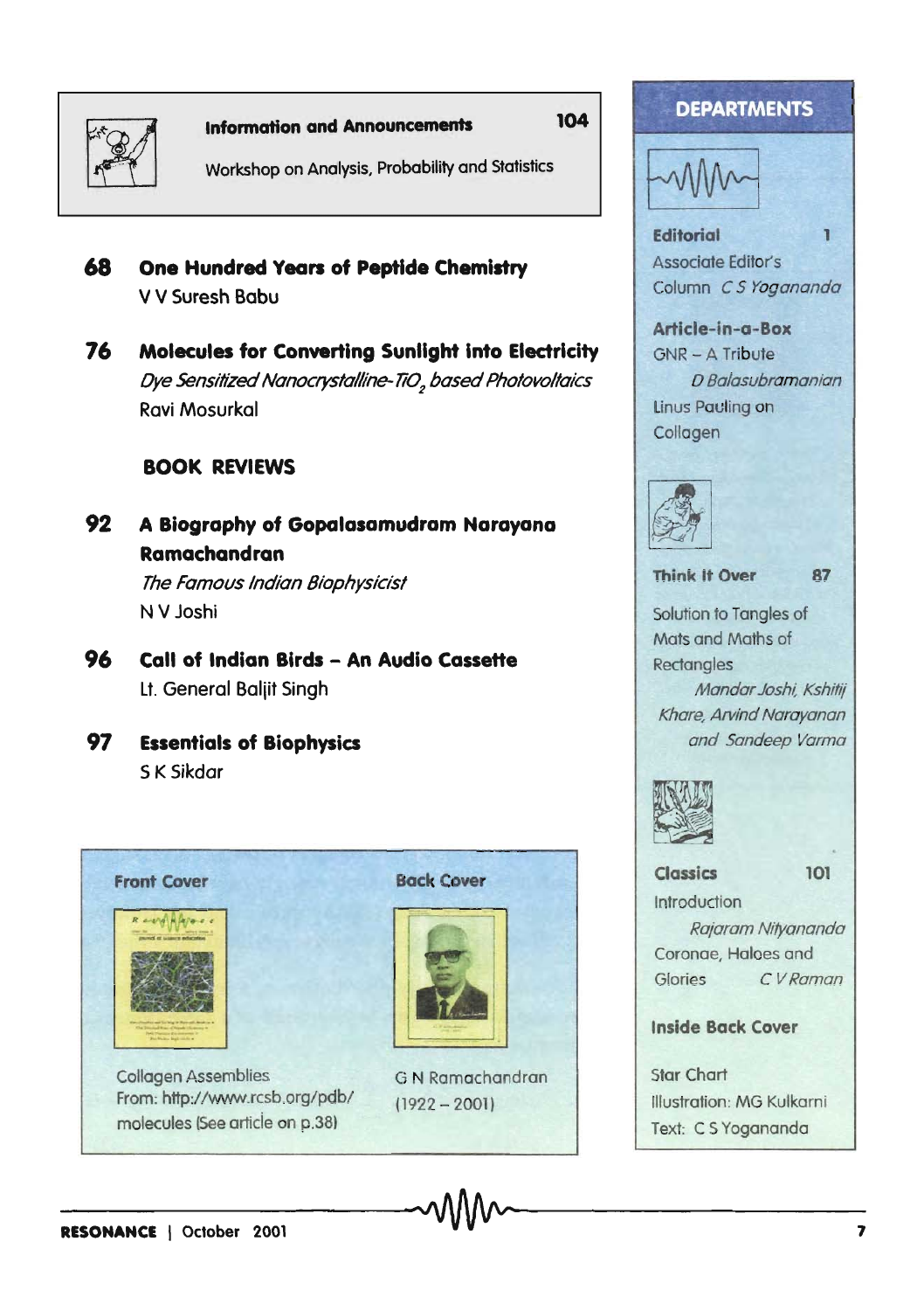**Information and Announcements** 104

Workshop on Analysis, Probability and Statistics

**68** **One Hundred Years of Peptide Chemistry**
V V Suresh Babu

**76** **Molecules for Converting Sunlight into Electricity**
*Dye Sensitized Nanocrystalline-$TiO_2$ based Photovoltaics*
Ravi Mosurkal

## BOOK REVIEWS

**92** **A Biography of Gopalasamudram Narayana Ramachandran**
*The Famous Indian Biophysicist*
N V Joshi

**96** **Call of Indian Birds – An Audio Cassette**
Lt. General Baljit Singh

**97** **Essentials of Biophysics**
S K Sikdar

**Front Cover**

Collagen Assemblies
From: http://www.rcsb.org/pdb/molecules (See article on p.38)

**Back Cover**

G N Ramachandran
(1922 – 2001)

## DEPARTMENTS

**Editorial** 1
Associate Editor's Column *C S Yogananda*

**Article-in-a-Box**
GNR – A Tribute
*D Balasubramanian*
Linus Pauling on Collagen

**Think It Over** 87

Solution to Tangles of Mats and Maths of Rectangles
*Mandar Joshi, Kshitij Khare, Arvind Narayanan and Sandeep Varma*

**Classics** 101
Introduction
*Rajaram Nityananda*
Coronae, Haloes and Glories *C V Raman*

**Inside Back Cover**

Star Chart
Illustration: MG Kulkarni
Text: C S Yogananda